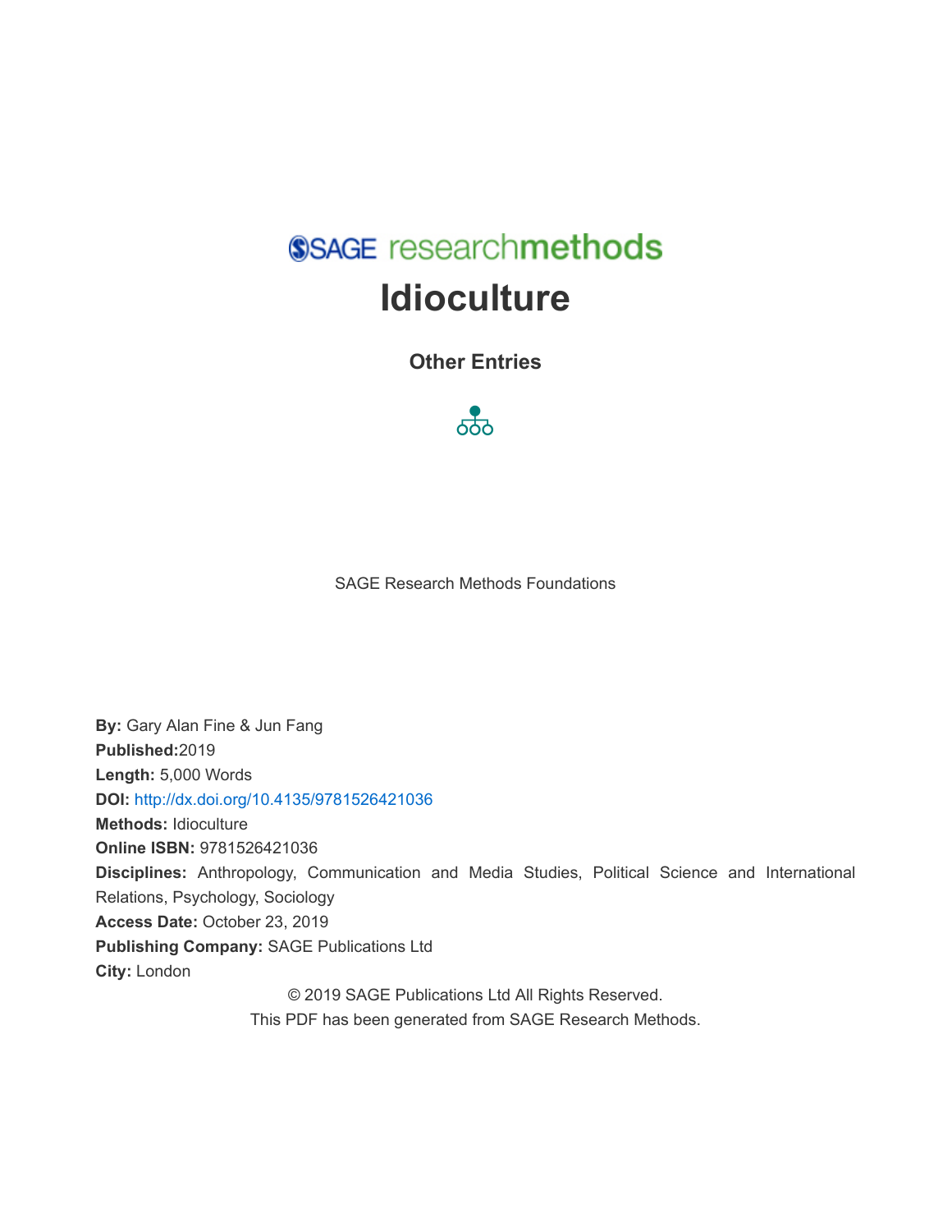SAGE researchmethods

# Idioculture

### Other Entries

SAGE Research Methods Foundations

**By:** Gary Alan Fine & Jun Fang
**Published:** 2019
**Length:** 5,000 Words
**DOI:** http://dx.doi.org/10.4135/9781526421036
**Methods:** Idioculture
**Online ISBN:** 9781526421036
**Disciplines:** Anthropology, Communication and Media Studies, Political Science and International Relations, Psychology, Sociology
**Access Date:** October 23, 2019
**Publishing Company:** SAGE Publications Ltd
**City:** London

© 2019 SAGE Publications Ltd All Rights Reserved.
This PDF has been generated from SAGE Research Methods.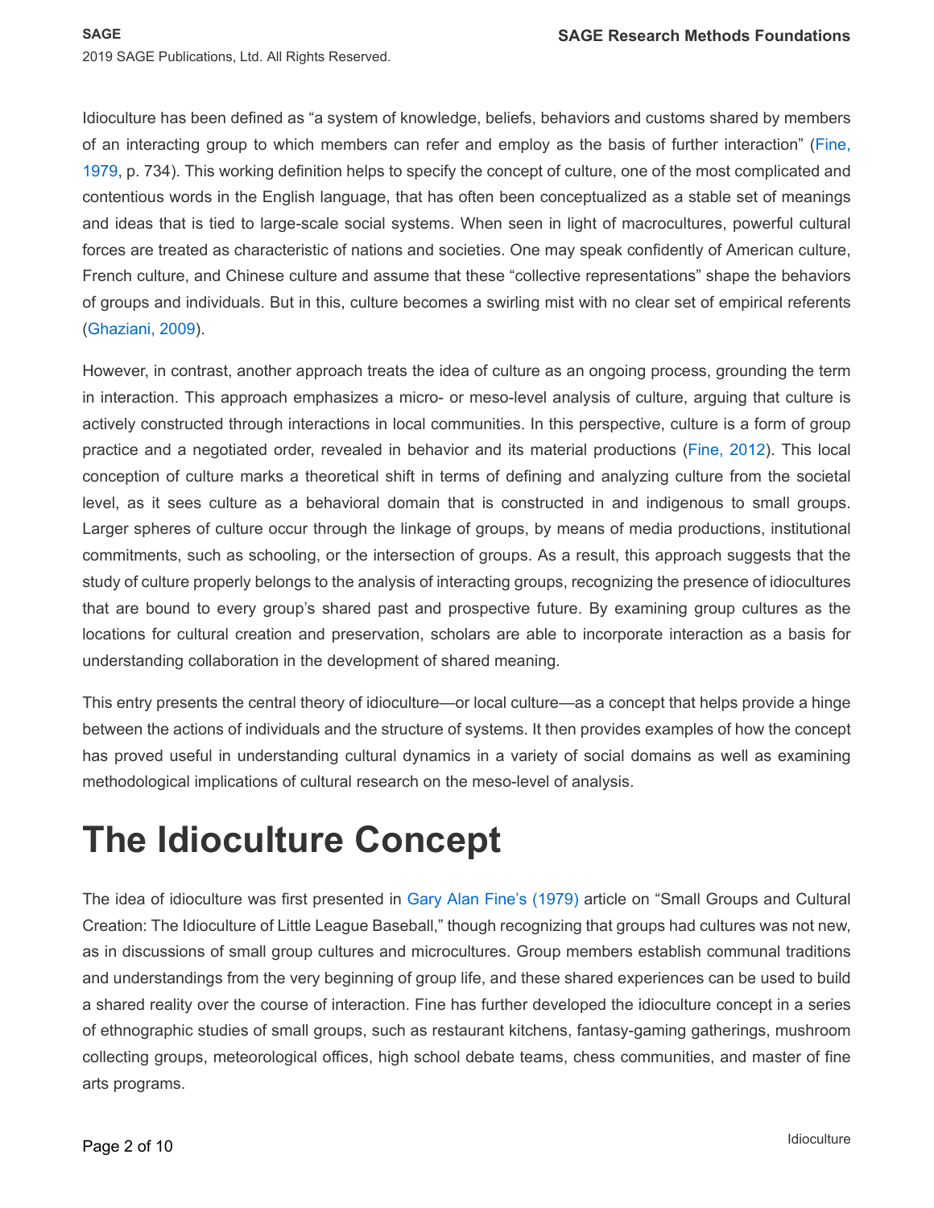Idioculture has been defined as "a system of knowledge, beliefs, behaviors and customs shared by members of an interacting group to which members can refer and employ as the basis of further interaction" (Fine, 1979, p. 734). This working definition helps to specify the concept of culture, one of the most complicated and contentious words in the English language, that has often been conceptualized as a stable set of meanings and ideas that is tied to large-scale social systems. When seen in light of macrocultures, powerful cultural forces are treated as characteristic of nations and societies. One may speak confidently of American culture, French culture, and Chinese culture and assume that these "collective representations" shape the behaviors of groups and individuals. But in this, culture becomes a swirling mist with no clear set of empirical referents (Ghaziani, 2009).

However, in contrast, another approach treats the idea of culture as an ongoing process, grounding the term in interaction. This approach emphasizes a micro- or meso-level analysis of culture, arguing that culture is actively constructed through interactions in local communities. In this perspective, culture is a form of group practice and a negotiated order, revealed in behavior and its material productions (Fine, 2012). This local conception of culture marks a theoretical shift in terms of defining and analyzing culture from the societal level, as it sees culture as a behavioral domain that is constructed in and indigenous to small groups. Larger spheres of culture occur through the linkage of groups, by means of media productions, institutional commitments, such as schooling, or the intersection of groups. As a result, this approach suggests that the study of culture properly belongs to the analysis of interacting groups, recognizing the presence of idiocultures that are bound to every group's shared past and prospective future. By examining group cultures as the locations for cultural creation and preservation, scholars are able to incorporate interaction as a basis for understanding collaboration in the development of shared meaning.

This entry presents the central theory of idioculture—or local culture—as a concept that helps provide a hinge between the actions of individuals and the structure of systems. It then provides examples of how the concept has proved useful in understanding cultural dynamics in a variety of social domains as well as examining methodological implications of cultural research on the meso-level of analysis.

# The Idioculture Concept

The idea of idioculture was first presented in Gary Alan Fine's (1979) article on "Small Groups and Cultural Creation: The Idioculture of Little League Baseball," though recognizing that groups had cultures was not new, as in discussions of small group cultures and microcultures. Group members establish communal traditions and understandings from the very beginning of group life, and these shared experiences can be used to build a shared reality over the course of interaction. Fine has further developed the idioculture concept in a series of ethnographic studies of small groups, such as restaurant kitchens, fantasy-gaming gatherings, mushroom collecting groups, meteorological offices, high school debate teams, chess communities, and master of fine arts programs.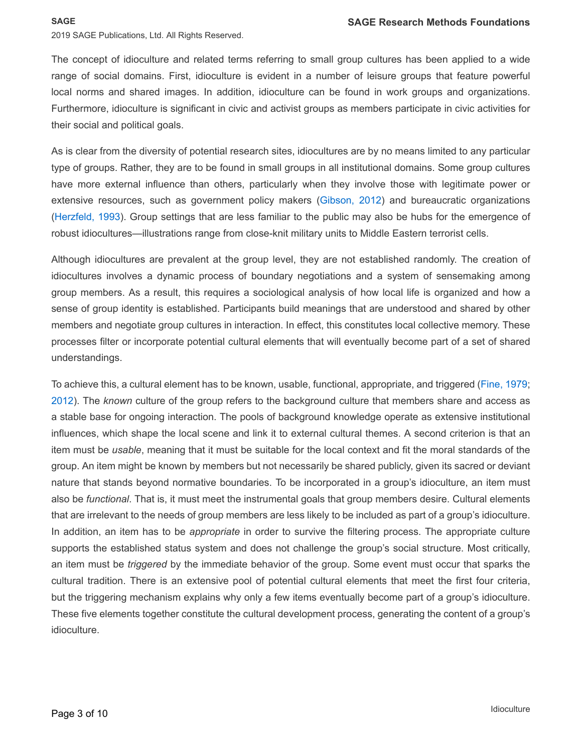The concept of idioculture and related terms referring to small group cultures has been applied to a wide range of social domains. First, idioculture is evident in a number of leisure groups that feature powerful local norms and shared images. In addition, idioculture can be found in work groups and organizations. Furthermore, idioculture is significant in civic and activist groups as members participate in civic activities for their social and political goals.

As is clear from the diversity of potential research sites, idiocultures are by no means limited to any particular type of groups. Rather, they are to be found in small groups in all institutional domains. Some group cultures have more external influence than others, particularly when they involve those with legitimate power or extensive resources, such as government policy makers (Gibson, 2012) and bureaucratic organizations (Herzfeld, 1993). Group settings that are less familiar to the public may also be hubs for the emergence of robust idiocultures—illustrations range from close-knit military units to Middle Eastern terrorist cells.

Although idiocultures are prevalent at the group level, they are not established randomly. The creation of idiocultures involves a dynamic process of boundary negotiations and a system of sensemaking among group members. As a result, this requires a sociological analysis of how local life is organized and how a sense of group identity is established. Participants build meanings that are understood and shared by other members and negotiate group cultures in interaction. In effect, this constitutes local collective memory. These processes filter or incorporate potential cultural elements that will eventually become part of a set of shared understandings.

To achieve this, a cultural element has to be known, usable, functional, appropriate, and triggered (Fine, 1979; 2012). The *known* culture of the group refers to the background culture that members share and access as a stable base for ongoing interaction. The pools of background knowledge operate as extensive institutional influences, which shape the local scene and link it to external cultural themes. A second criterion is that an item must be *usable*, meaning that it must be suitable for the local context and fit the moral standards of the group. An item might be known by members but not necessarily be shared publicly, given its sacred or deviant nature that stands beyond normative boundaries. To be incorporated in a group's idioculture, an item must also be *functional*. That is, it must meet the instrumental goals that group members desire. Cultural elements that are irrelevant to the needs of group members are less likely to be included as part of a group's idioculture. In addition, an item has to be *appropriate* in order to survive the filtering process. The appropriate culture supports the established status system and does not challenge the group's social structure. Most critically, an item must be *triggered* by the immediate behavior of the group. Some event must occur that sparks the cultural tradition. There is an extensive pool of potential cultural elements that meet the first four criteria, but the triggering mechanism explains why only a few items eventually become part of a group's idioculture. These five elements together constitute the cultural development process, generating the content of a group's idioculture.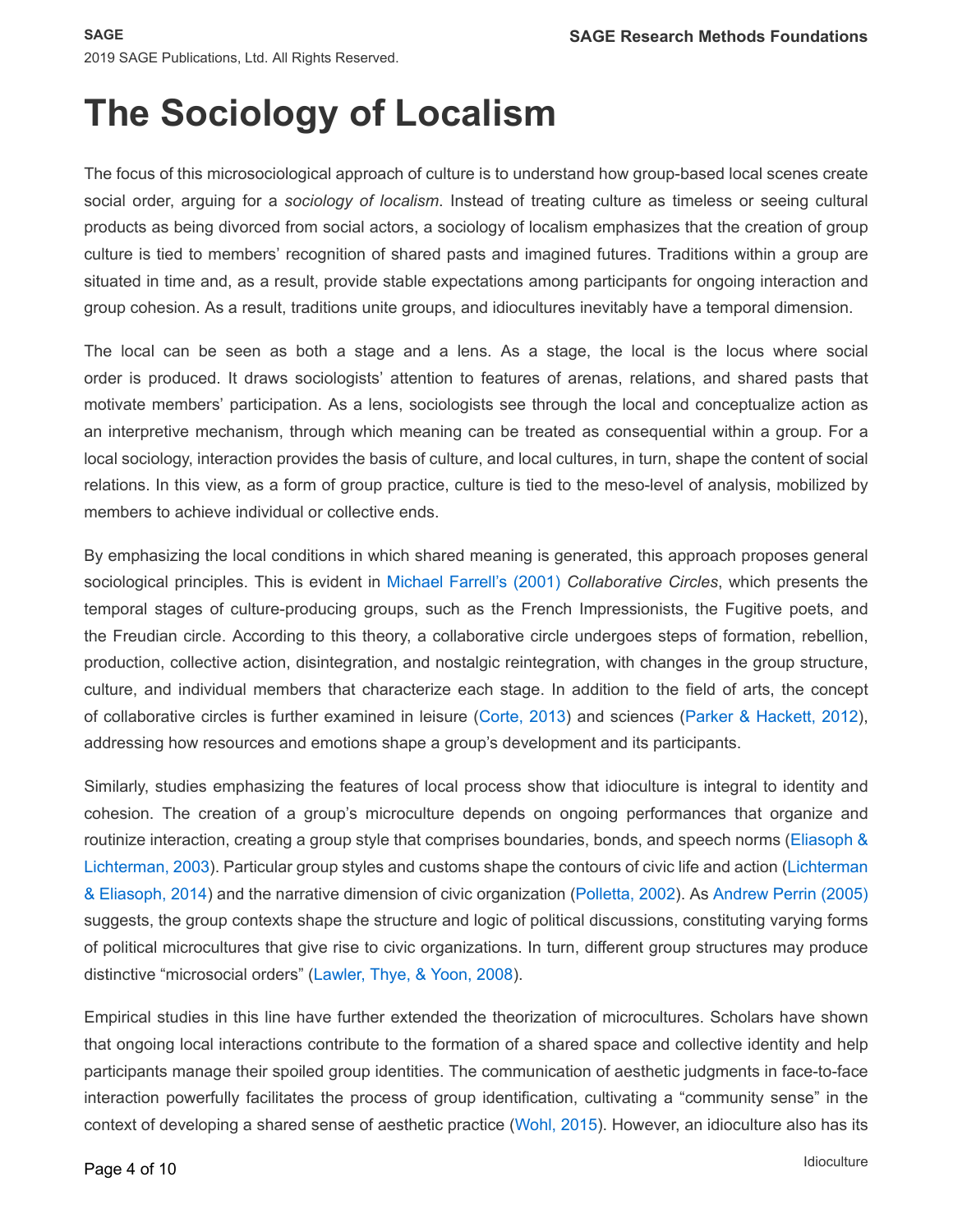# The Sociology of Localism

The focus of this microsociological approach of culture is to understand how group-based local scenes create social order, arguing for a *sociology of localism*. Instead of treating culture as timeless or seeing cultural products as being divorced from social actors, a sociology of localism emphasizes that the creation of group culture is tied to members' recognition of shared pasts and imagined futures. Traditions within a group are situated in time and, as a result, provide stable expectations among participants for ongoing interaction and group cohesion. As a result, traditions unite groups, and idiocultures inevitably have a temporal dimension.

The local can be seen as both a stage and a lens. As a stage, the local is the locus where social order is produced. It draws sociologists' attention to features of arenas, relations, and shared pasts that motivate members' participation. As a lens, sociologists see through the local and conceptualize action as an interpretive mechanism, through which meaning can be treated as consequential within a group. For a local sociology, interaction provides the basis of culture, and local cultures, in turn, shape the content of social relations. In this view, as a form of group practice, culture is tied to the meso-level of analysis, mobilized by members to achieve individual or collective ends.

By emphasizing the local conditions in which shared meaning is generated, this approach proposes general sociological principles. This is evident in Michael Farrell's (2001) *Collaborative Circles*, which presents the temporal stages of culture-producing groups, such as the French Impressionists, the Fugitive poets, and the Freudian circle. According to this theory, a collaborative circle undergoes steps of formation, rebellion, production, collective action, disintegration, and nostalgic reintegration, with changes in the group structure, culture, and individual members that characterize each stage. In addition to the field of arts, the concept of collaborative circles is further examined in leisure (Corte, 2013) and sciences (Parker & Hackett, 2012), addressing how resources and emotions shape a group's development and its participants.

Similarly, studies emphasizing the features of local process show that idioculture is integral to identity and cohesion. The creation of a group's microculture depends on ongoing performances that organize and routinize interaction, creating a group style that comprises boundaries, bonds, and speech norms (Eliasoph & Lichterman, 2003). Particular group styles and customs shape the contours of civic life and action (Lichterman & Eliasoph, 2014) and the narrative dimension of civic organization (Polletta, 2002). As Andrew Perrin (2005) suggests, the group contexts shape the structure and logic of political discussions, constituting varying forms of political microcultures that give rise to civic organizations. In turn, different group structures may produce distinctive "microsocial orders" (Lawler, Thye, & Yoon, 2008).

Empirical studies in this line have further extended the theorization of microcultures. Scholars have shown that ongoing local interactions contribute to the formation of a shared space and collective identity and help participants manage their spoiled group identities. The communication of aesthetic judgments in face-to-face interaction powerfully facilitates the process of group identification, cultivating a "community sense" in the context of developing a shared sense of aesthetic practice (Wohl, 2015). However, an idioculture also has its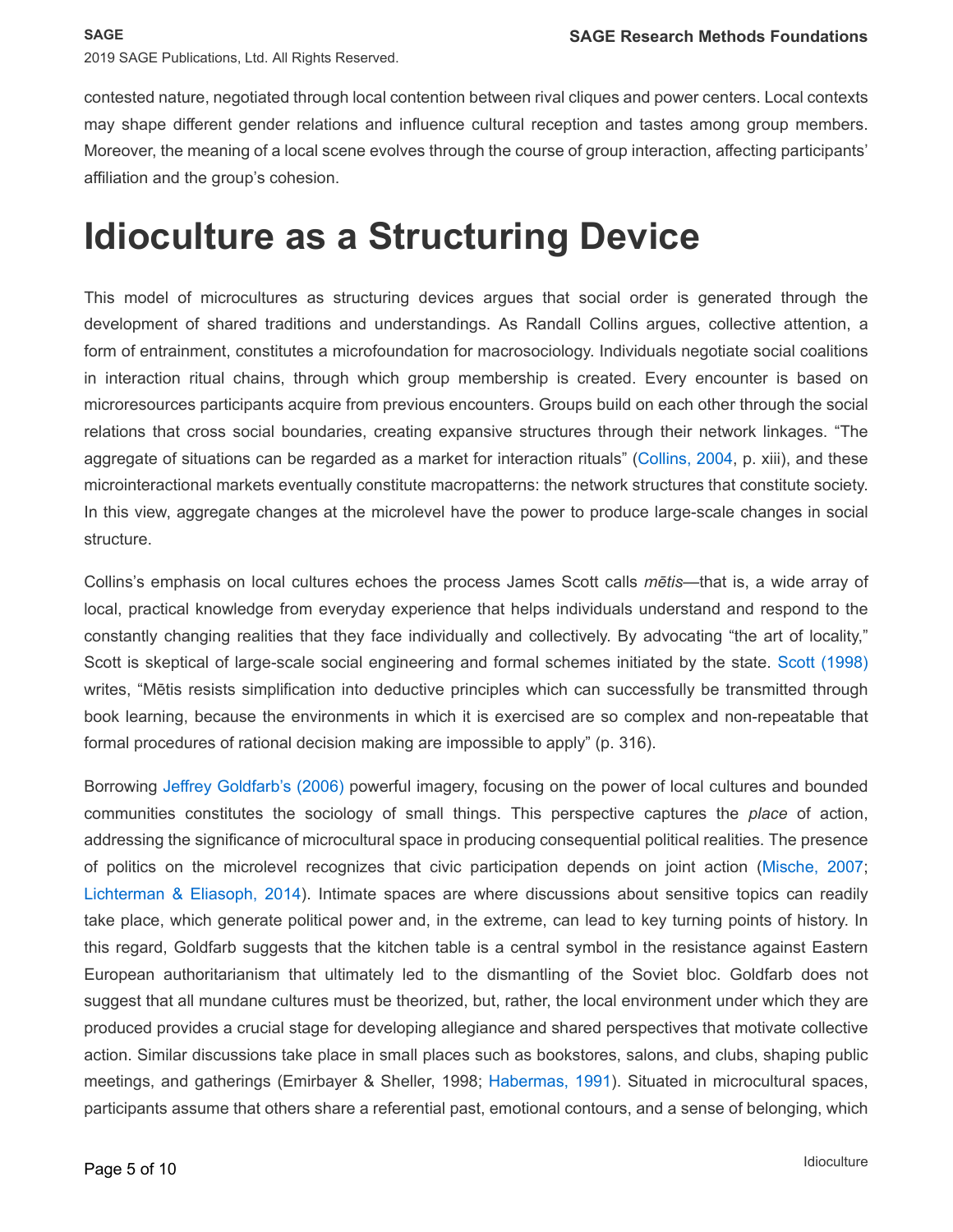contested nature, negotiated through local contention between rival cliques and power centers. Local contexts may shape different gender relations and influence cultural reception and tastes among group members. Moreover, the meaning of a local scene evolves through the course of group interaction, affecting participants' affiliation and the group's cohesion.

# Idioculture as a Structuring Device

This model of microcultures as structuring devices argues that social order is generated through the development of shared traditions and understandings. As Randall Collins argues, collective attention, a form of entrainment, constitutes a microfoundation for macrosociology. Individuals negotiate social coalitions in interaction ritual chains, through which group membership is created. Every encounter is based on microresources participants acquire from previous encounters. Groups build on each other through the social relations that cross social boundaries, creating expansive structures through their network linkages. "The aggregate of situations can be regarded as a market for interaction rituals" (Collins, 2004, p. xiii), and these microinteractional markets eventually constitute macropatterns: the network structures that constitute society. In this view, aggregate changes at the microlevel have the power to produce large-scale changes in social structure.

Collins's emphasis on local cultures echoes the process James Scott calls *mētis*—that is, a wide array of local, practical knowledge from everyday experience that helps individuals understand and respond to the constantly changing realities that they face individually and collectively. By advocating "the art of locality," Scott is skeptical of large-scale social engineering and formal schemes initiated by the state. Scott (1998) writes, "Mētis resists simplification into deductive principles which can successfully be transmitted through book learning, because the environments in which it is exercised are so complex and non-repeatable that formal procedures of rational decision making are impossible to apply" (p. 316).

Borrowing Jeffrey Goldfarb's (2006) powerful imagery, focusing on the power of local cultures and bounded communities constitutes the sociology of small things. This perspective captures the *place* of action, addressing the significance of microcultural space in producing consequential political realities. The presence of politics on the microlevel recognizes that civic participation depends on joint action (Mische, 2007; Lichterman & Eliasoph, 2014). Intimate spaces are where discussions about sensitive topics can readily take place, which generate political power and, in the extreme, can lead to key turning points of history. In this regard, Goldfarb suggests that the kitchen table is a central symbol in the resistance against Eastern European authoritarianism that ultimately led to the dismantling of the Soviet bloc. Goldfarb does not suggest that all mundane cultures must be theorized, but, rather, the local environment under which they are produced provides a crucial stage for developing allegiance and shared perspectives that motivate collective action. Similar discussions take place in small places such as bookstores, salons, and clubs, shaping public meetings, and gatherings (Emirbayer & Sheller, 1998; Habermas, 1991). Situated in microcultural spaces, participants assume that others share a referential past, emotional contours, and a sense of belonging, which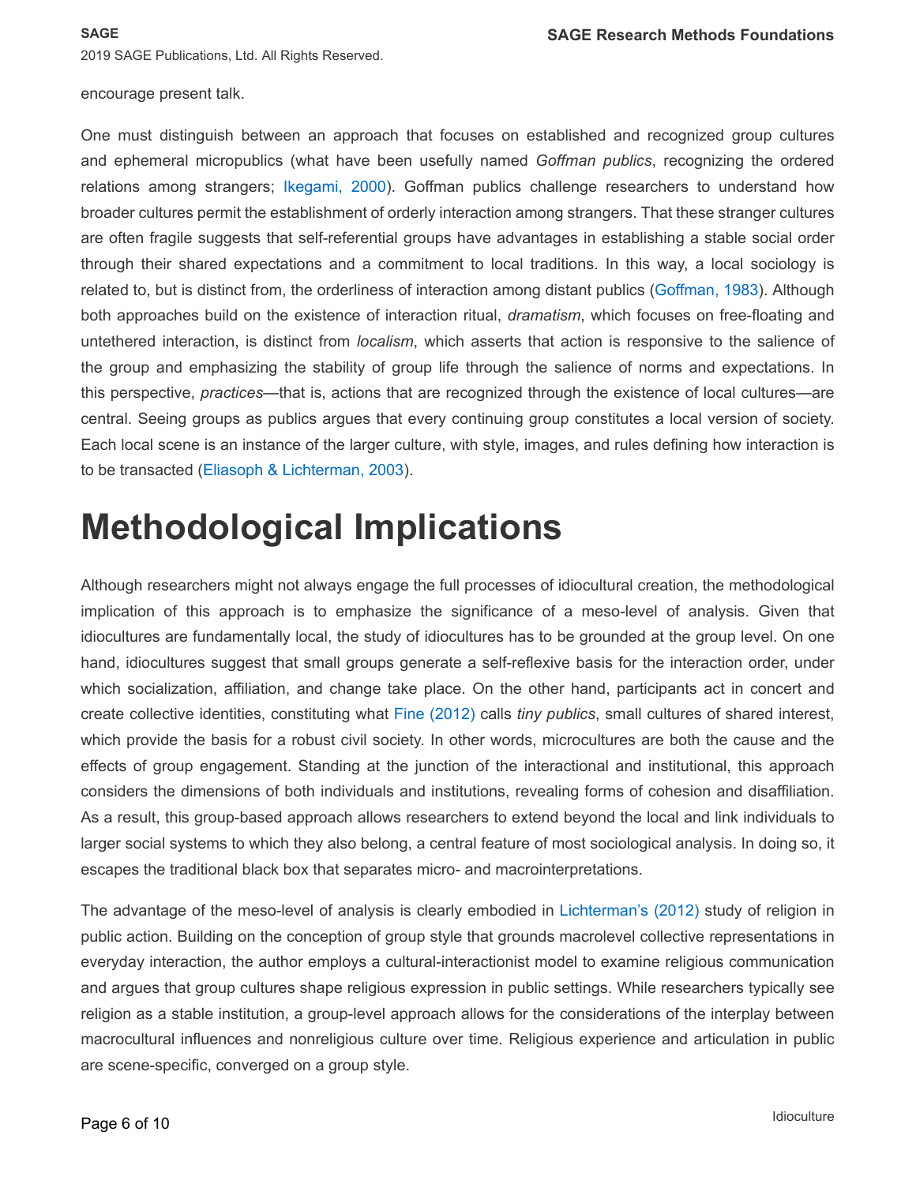encourage present talk.

One must distinguish between an approach that focuses on established and recognized group cultures and ephemeral micropublics (what have been usefully named *Goffman publics*, recognizing the ordered relations among strangers; Ikegami, 2000). Goffman publics challenge researchers to understand how broader cultures permit the establishment of orderly interaction among strangers. That these stranger cultures are often fragile suggests that self-referential groups have advantages in establishing a stable social order through their shared expectations and a commitment to local traditions. In this way, a local sociology is related to, but is distinct from, the orderliness of interaction among distant publics (Goffman, 1983). Although both approaches build on the existence of interaction ritual, *dramatism*, which focuses on free-floating and untethered interaction, is distinct from *localism*, which asserts that action is responsive to the salience of the group and emphasizing the stability of group life through the salience of norms and expectations. In this perspective, *practices*—that is, actions that are recognized through the existence of local cultures—are central. Seeing groups as publics argues that every continuing group constitutes a local version of society. Each local scene is an instance of the larger culture, with style, images, and rules defining how interaction is to be transacted (Eliasoph & Lichterman, 2003).

# Methodological Implications

Although researchers might not always engage the full processes of idiocultural creation, the methodological implication of this approach is to emphasize the significance of a meso-level of analysis. Given that idiocultures are fundamentally local, the study of idiocultures has to be grounded at the group level. On one hand, idiocultures suggest that small groups generate a self-reflexive basis for the interaction order, under which socialization, affiliation, and change take place. On the other hand, participants act in concert and create collective identities, constituting what Fine (2012) calls *tiny publics*, small cultures of shared interest, which provide the basis for a robust civil society. In other words, microcultures are both the cause and the effects of group engagement. Standing at the junction of the interactional and institutional, this approach considers the dimensions of both individuals and institutions, revealing forms of cohesion and disaffiliation. As a result, this group-based approach allows researchers to extend beyond the local and link individuals to larger social systems to which they also belong, a central feature of most sociological analysis. In doing so, it escapes the traditional black box that separates micro- and macrointerpretations.

The advantage of the meso-level of analysis is clearly embodied in Lichterman's (2012) study of religion in public action. Building on the conception of group style that grounds macrolevel collective representations in everyday interaction, the author employs a cultural-interactionist model to examine religious communication and argues that group cultures shape religious expression in public settings. While researchers typically see religion as a stable institution, a group-level approach allows for the considerations of the interplay between macrocultural influences and nonreligious culture over time. Religious experience and articulation in public are scene-specific, converged on a group style.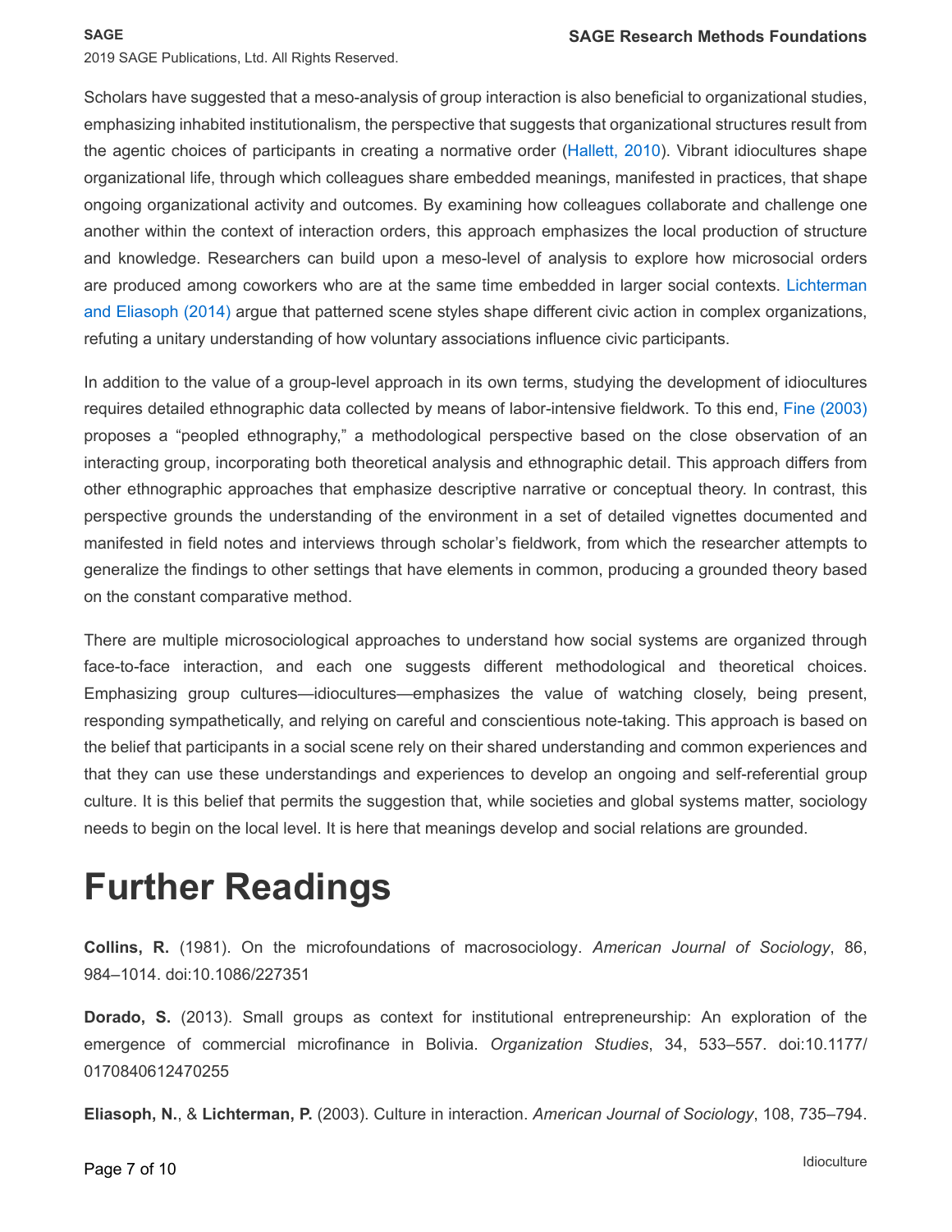Scholars have suggested that a meso-analysis of group interaction is also beneficial to organizational studies, emphasizing inhabited institutionalism, the perspective that suggests that organizational structures result from the agentic choices of participants in creating a normative order (Hallett, 2010). Vibrant idiocultures shape organizational life, through which colleagues share embedded meanings, manifested in practices, that shape ongoing organizational activity and outcomes. By examining how colleagues collaborate and challenge one another within the context of interaction orders, this approach emphasizes the local production of structure and knowledge. Researchers can build upon a meso-level of analysis to explore how microsocial orders are produced among coworkers who are at the same time embedded in larger social contexts. Lichterman and Eliasoph (2014) argue that patterned scene styles shape different civic action in complex organizations, refuting a unitary understanding of how voluntary associations influence civic participants.

In addition to the value of a group-level approach in its own terms, studying the development of idiocultures requires detailed ethnographic data collected by means of labor-intensive fieldwork. To this end, Fine (2003) proposes a "peopled ethnography," a methodological perspective based on the close observation of an interacting group, incorporating both theoretical analysis and ethnographic detail. This approach differs from other ethnographic approaches that emphasize descriptive narrative or conceptual theory. In contrast, this perspective grounds the understanding of the environment in a set of detailed vignettes documented and manifested in field notes and interviews through scholar's fieldwork, from which the researcher attempts to generalize the findings to other settings that have elements in common, producing a grounded theory based on the constant comparative method.

There are multiple microsociological approaches to understand how social systems are organized through face-to-face interaction, and each one suggests different methodological and theoretical choices. Emphasizing group cultures—idiocultures—emphasizes the value of watching closely, being present, responding sympathetically, and relying on careful and conscientious note-taking. This approach is based on the belief that participants in a social scene rely on their shared understanding and common experiences and that they can use these understandings and experiences to develop an ongoing and self-referential group culture. It is this belief that permits the suggestion that, while societies and global systems matter, sociology needs to begin on the local level. It is here that meanings develop and social relations are grounded.

# Further Readings

**Collins, R.** (1981). On the microfoundations of macrosociology. *American Journal of Sociology*, 86, 984–1014. doi:10.1086/227351

**Dorado, S.** (2013). Small groups as context for institutional entrepreneurship: An exploration of the emergence of commercial microfinance in Bolivia. *Organization Studies*, 34, 533–557. doi:10.1177/0170840612470255

**Eliasoph, N.**, & **Lichterman, P.** (2003). Culture in interaction. *American Journal of Sociology*, 108, 735–794.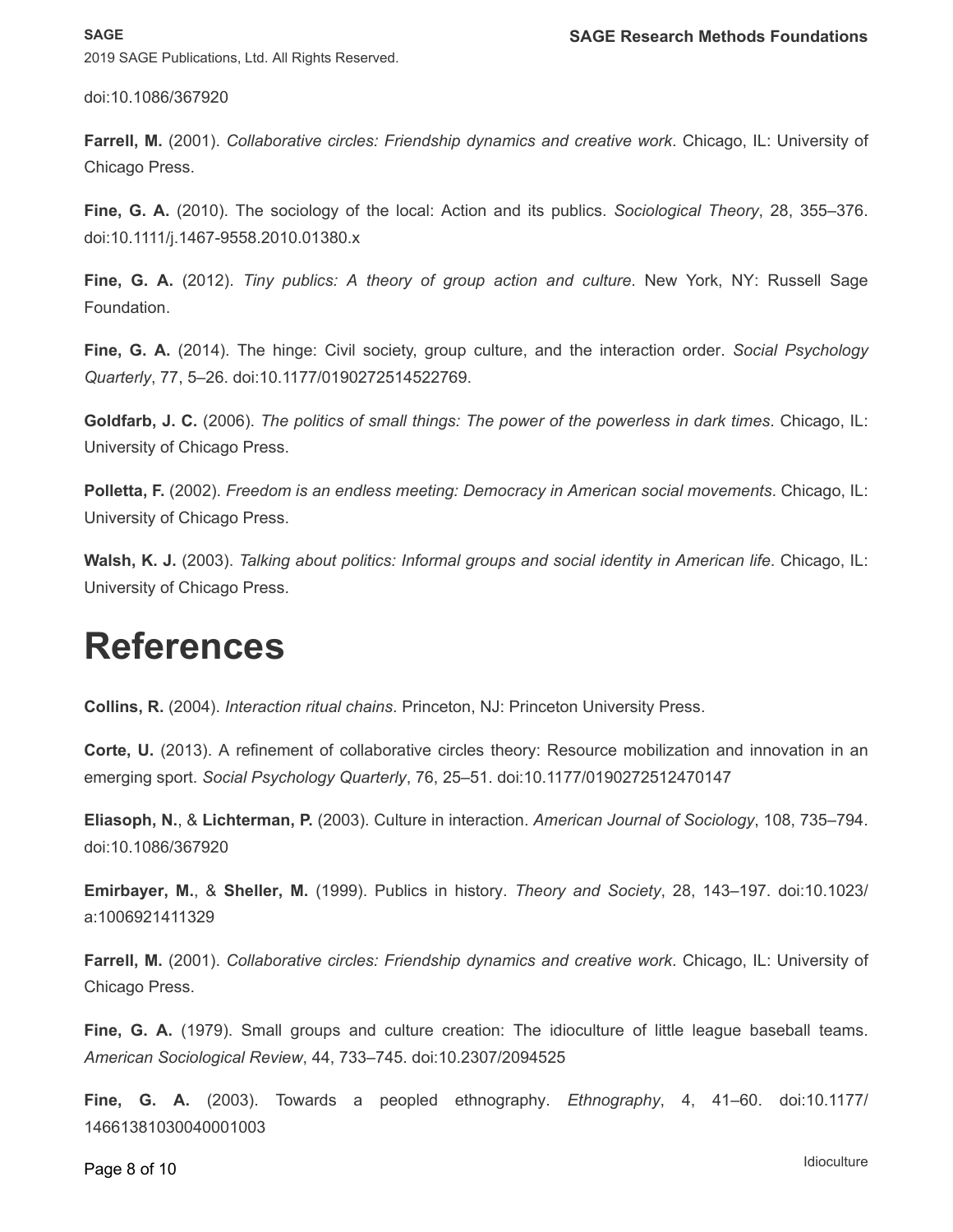doi:10.1086/367920

**Farrell, M.** (2001). *Collaborative circles: Friendship dynamics and creative work*. Chicago, IL: University of Chicago Press.

**Fine, G. A.** (2010). The sociology of the local: Action and its publics. *Sociological Theory*, 28, 355–376. doi:10.1111/j.1467-9558.2010.01380.x

**Fine, G. A.** (2012). *Tiny publics: A theory of group action and culture*. New York, NY: Russell Sage Foundation.

**Fine, G. A.** (2014). The hinge: Civil society, group culture, and the interaction order. *Social Psychology Quarterly*, 77, 5–26. doi:10.1177/0190272514522769.

**Goldfarb, J. C.** (2006). *The politics of small things: The power of the powerless in dark times*. Chicago, IL: University of Chicago Press.

**Polletta, F.** (2002). *Freedom is an endless meeting: Democracy in American social movements*. Chicago, IL: University of Chicago Press.

**Walsh, K. J.** (2003). *Talking about politics: Informal groups and social identity in American life*. Chicago, IL: University of Chicago Press.

# References

**Collins, R.** (2004). *Interaction ritual chains*. Princeton, NJ: Princeton University Press.

**Corte, U.** (2013). A refinement of collaborative circles theory: Resource mobilization and innovation in an emerging sport. *Social Psychology Quarterly*, 76, 25–51. doi:10.1177/0190272512470147

**Eliasoph, N.**, & **Lichterman, P.** (2003). Culture in interaction. *American Journal of Sociology*, 108, 735–794. doi:10.1086/367920

**Emirbayer, M.**, & **Sheller, M.** (1999). Publics in history. *Theory and Society*, 28, 143–197. doi:10.1023/a:1006921411329

**Farrell, M.** (2001). *Collaborative circles: Friendship dynamics and creative work*. Chicago, IL: University of Chicago Press.

**Fine, G. A.** (1979). Small groups and culture creation: The idioculture of little league baseball teams. *American Sociological Review*, 44, 733–745. doi:10.2307/2094525

**Fine, G. A.** (2003). Towards a peopled ethnography. *Ethnography*, 4, 41–60. doi:10.1177/1466138103004001003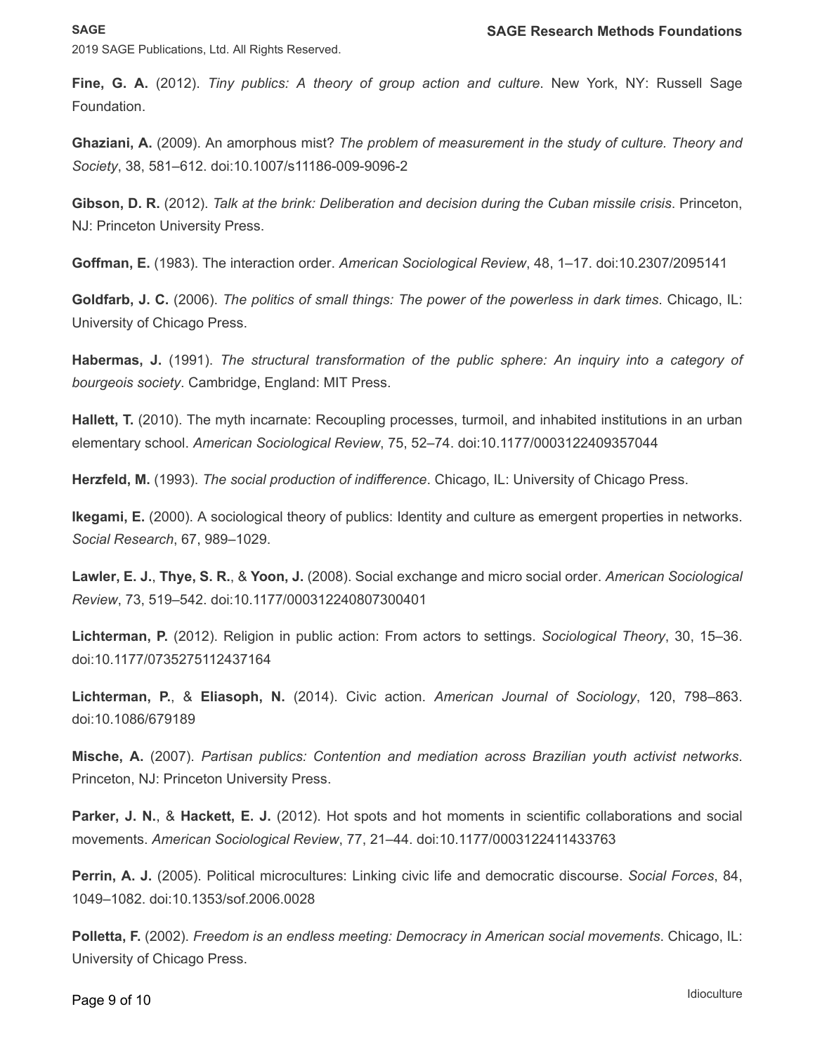**Fine, G. A.** (2012). *Tiny publics: A theory of group action and culture*. New York, NY: Russell Sage Foundation.

**Ghaziani, A.** (2009). An amorphous mist? *The problem of measurement in the study of culture. Theory and Society*, 38, 581–612. doi:10.1007/s11186-009-9096-2

**Gibson, D. R.** (2012). *Talk at the brink: Deliberation and decision during the Cuban missile crisis*. Princeton, NJ: Princeton University Press.

**Goffman, E.** (1983). The interaction order. *American Sociological Review*, 48, 1–17. doi:10.2307/2095141

**Goldfarb, J. C.** (2006). *The politics of small things: The power of the powerless in dark times*. Chicago, IL: University of Chicago Press.

**Habermas, J.** (1991). *The structural transformation of the public sphere: An inquiry into a category of bourgeois society*. Cambridge, England: MIT Press.

**Hallett, T.** (2010). The myth incarnate: Recoupling processes, turmoil, and inhabited institutions in an urban elementary school. *American Sociological Review*, 75, 52–74. doi:10.1177/0003122409357044

**Herzfeld, M.** (1993). *The social production of indifference*. Chicago, IL: University of Chicago Press.

**Ikegami, E.** (2000). A sociological theory of publics: Identity and culture as emergent properties in networks. *Social Research*, 67, 989–1029.

**Lawler, E. J.**, **Thye, S. R.**, & **Yoon, J.** (2008). Social exchange and micro social order. *American Sociological Review*, 73, 519–542. doi:10.1177/000312240807300401

**Lichterman, P.** (2012). Religion in public action: From actors to settings. *Sociological Theory*, 30, 15–36. doi:10.1177/0735275112437164

**Lichterman, P.**, & **Eliasoph, N.** (2014). Civic action. *American Journal of Sociology*, 120, 798–863. doi:10.1086/679189

**Mische, A.** (2007). *Partisan publics: Contention and mediation across Brazilian youth activist networks*. Princeton, NJ: Princeton University Press.

**Parker, J. N.**, & **Hackett, E. J.** (2012). Hot spots and hot moments in scientific collaborations and social movements. *American Sociological Review*, 77, 21–44. doi:10.1177/0003122411433763

**Perrin, A. J.** (2005). Political microcultures: Linking civic life and democratic discourse. *Social Forces*, 84, 1049–1082. doi:10.1353/sof.2006.0028

**Polletta, F.** (2002). *Freedom is an endless meeting: Democracy in American social movements*. Chicago, IL: University of Chicago Press.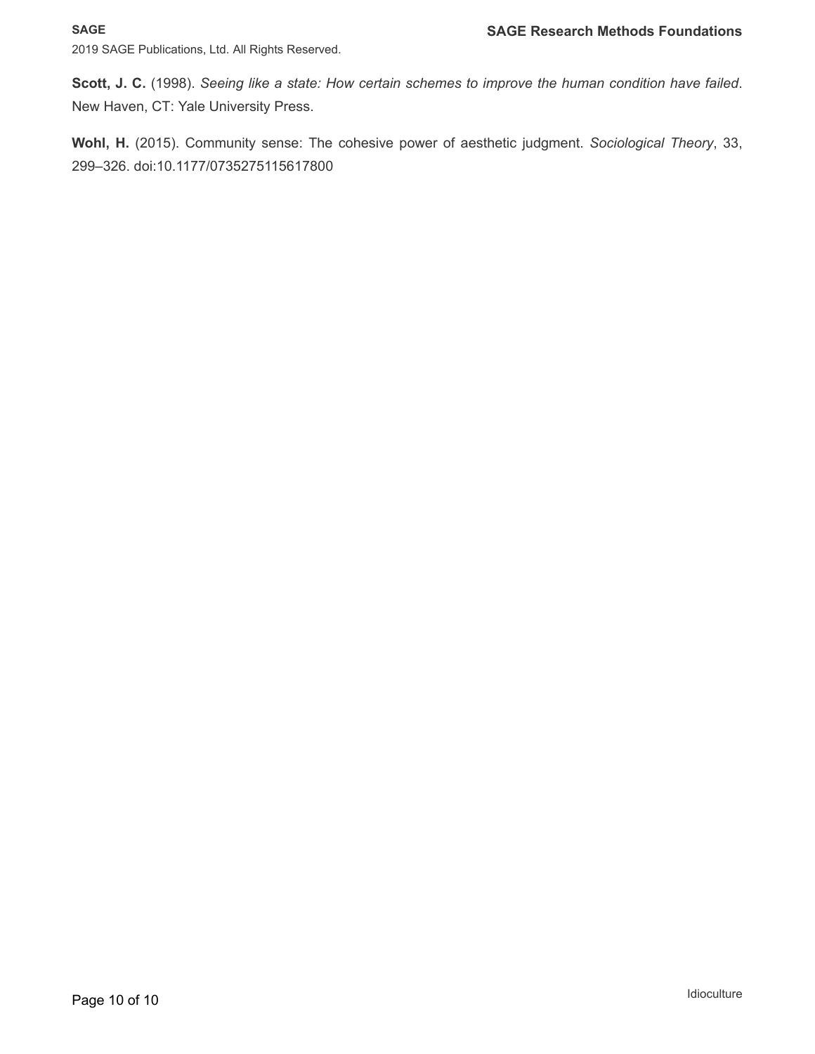**Scott, J. C.** (1998). *Seeing like a state: How certain schemes to improve the human condition have failed*. New Haven, CT: Yale University Press.

**Wohl, H.** (2015). Community sense: The cohesive power of aesthetic judgment. *Sociological Theory*, 33, 299–326. doi:10.1177/0735275115617800